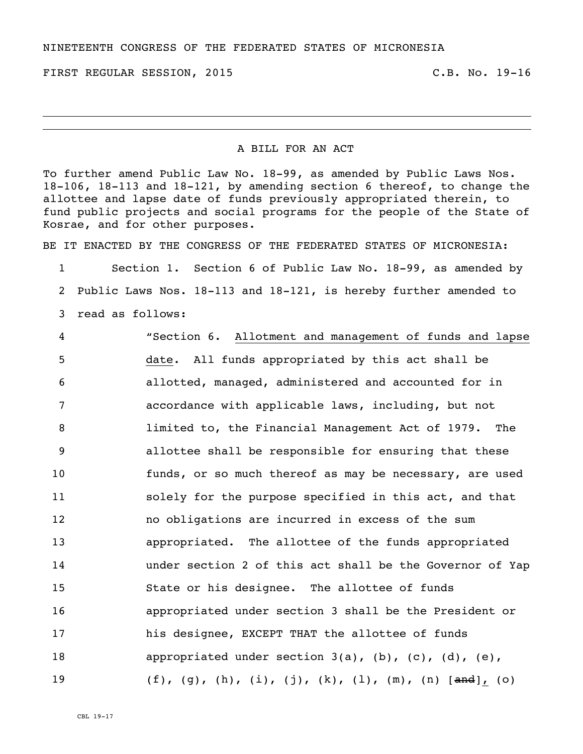NINETEENTH CONGRESS OF THE FEDERATED STATES OF MICRONESIA

FIRST REGULAR SESSION, 2015 C.B. No. 19-16

---

A BILL FOR AN ACT

To further amend Public Law No. 18-99, as amended by Public Laws Nos. 18-106, 18-113 and 18-121, by amending section 6 thereof, to change the allottee and lapse date of funds previously appropriated therein, to fund public projects and social programs for the people of the State of Kosrae, and for other purposes.

BE IT ENACTED BY THE CONGRESS OF THE FEDERATED STATES OF MICRONESIA:

1 Section 1. Section 6 of Public Law No. 18-99, as amended by
2 Public Laws Nos. 18-113 and 18-121, is hereby further amended to
3 read as follows:

4 "Section 6. <u>Allotment and management of funds and lapse</u>
5 <u>date</u>. All funds appropriated by this act shall be
6 allotted, managed, administered and accounted for in
7 accordance with applicable laws, including, but not
8 limited to, the Financial Management Act of 1979. The
9 allottee shall be responsible for ensuring that these
10 funds, or so much thereof as may be necessary, are used
11 solely for the purpose specified in this act, and that
12 no obligations are incurred in excess of the sum
13 appropriated. The allottee of the funds appropriated
14 under section 2 of this act shall be the Governor of Yap
15 State or his designee. The allottee of funds
16 appropriated under section 3 shall be the President or
17 his designee, EXCEPT THAT the allottee of funds
18 appropriated under section 3(a), (b), (c), (d), (e),
19 (f), (g), (h), (i), (j), (k), (l), (m), (n) [~~and~~]<u>,</u> (o)

CBL 19-17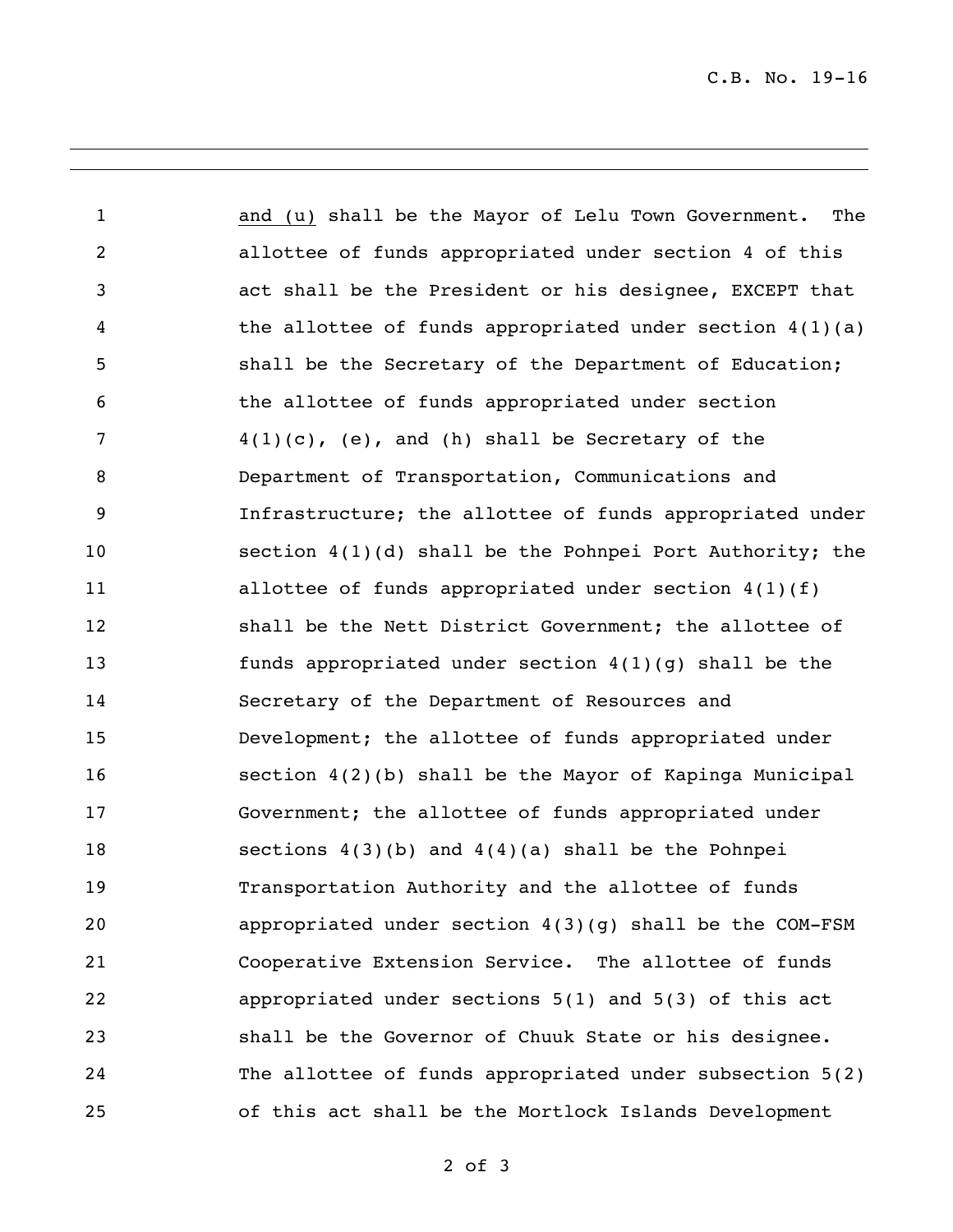<u>and (u)</u> shall be the Mayor of Lelu Town Government. The allottee of funds appropriated under section 4 of this act shall be the President or his designee, EXCEPT that the allottee of funds appropriated under section 4(1)(a) shall be the Secretary of the Department of Education; the allottee of funds appropriated under section 4(1)(c), (e), and (h) shall be Secretary of the Department of Transportation, Communications and Infrastructure; the allottee of funds appropriated under section 4(1)(d) shall be the Pohnpei Port Authority; the allottee of funds appropriated under section 4(1)(f) shall be the Nett District Government; the allottee of funds appropriated under section 4(1)(g) shall be the Secretary of the Department of Resources and Development; the allottee of funds appropriated under section 4(2)(b) shall be the Mayor of Kapinga Municipal Government; the allottee of funds appropriated under sections 4(3)(b) and 4(4)(a) shall be the Pohnpei Transportation Authority and the allottee of funds appropriated under section 4(3)(g) shall be the COM-FSM Cooperative Extension Service. The allottee of funds appropriated under sections 5(1) and 5(3) of this act shall be the Governor of Chuuk State or his designee. The allottee of funds appropriated under subsection 5(2) of this act shall be the Mortlock Islands Development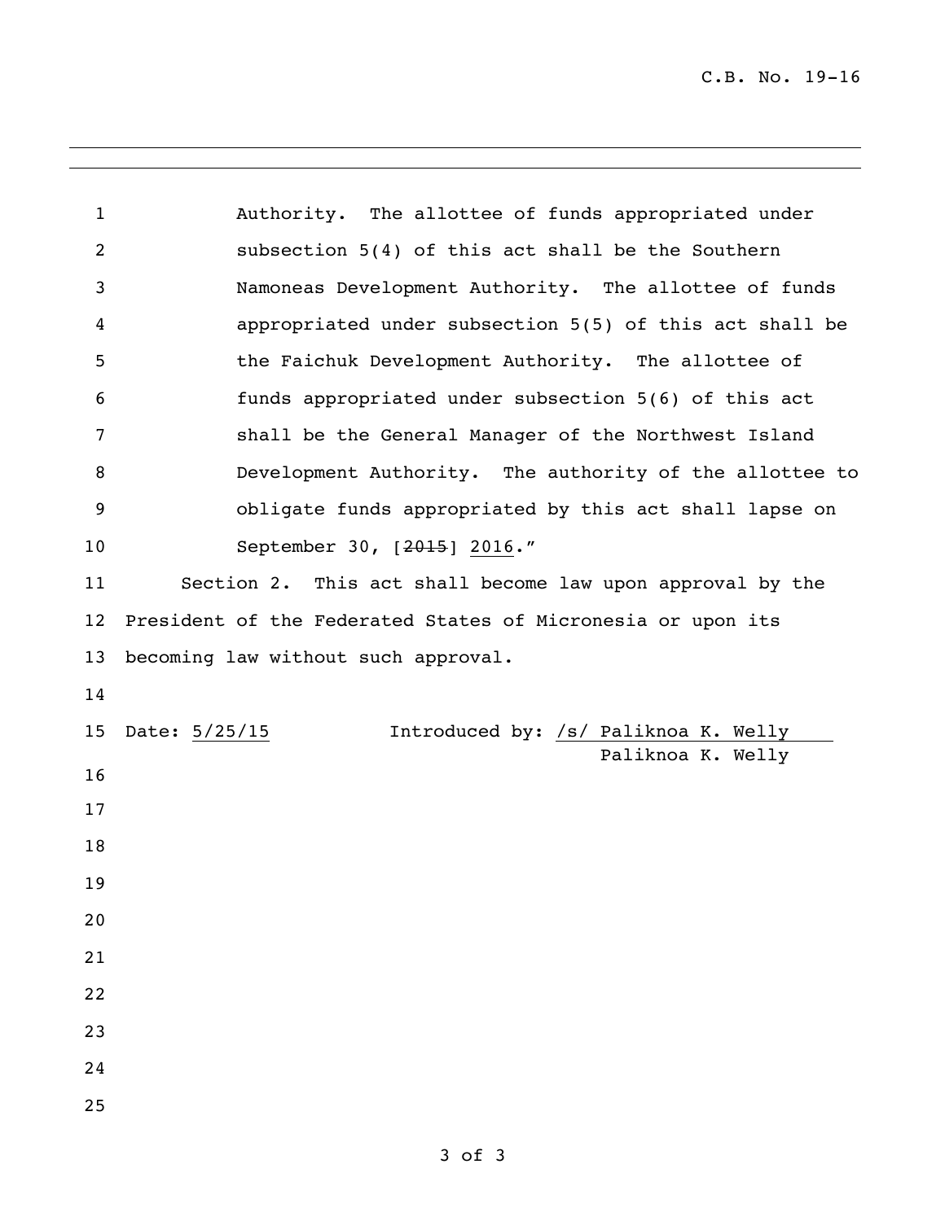Authority. The allottee of funds appropriated under subsection 5(4) of this act shall be the Southern Namoneas Development Authority. The allottee of funds appropriated under subsection 5(5) of this act shall be the Faichuk Development Authority. The allottee of funds appropriated under subsection 5(6) of this act shall be the General Manager of the Northwest Island Development Authority. The authority of the allottee to obligate funds appropriated by this act shall lapse on September 30, [~~2015~~] <u>2016</u>."

Section 2. This act shall become law upon approval by the President of the Federated States of Micronesia or upon its becoming law without such approval.

Date: 5/25/15 Introduced by: /s/ Paliknoa K. Welly
Paliknoa K. Welly